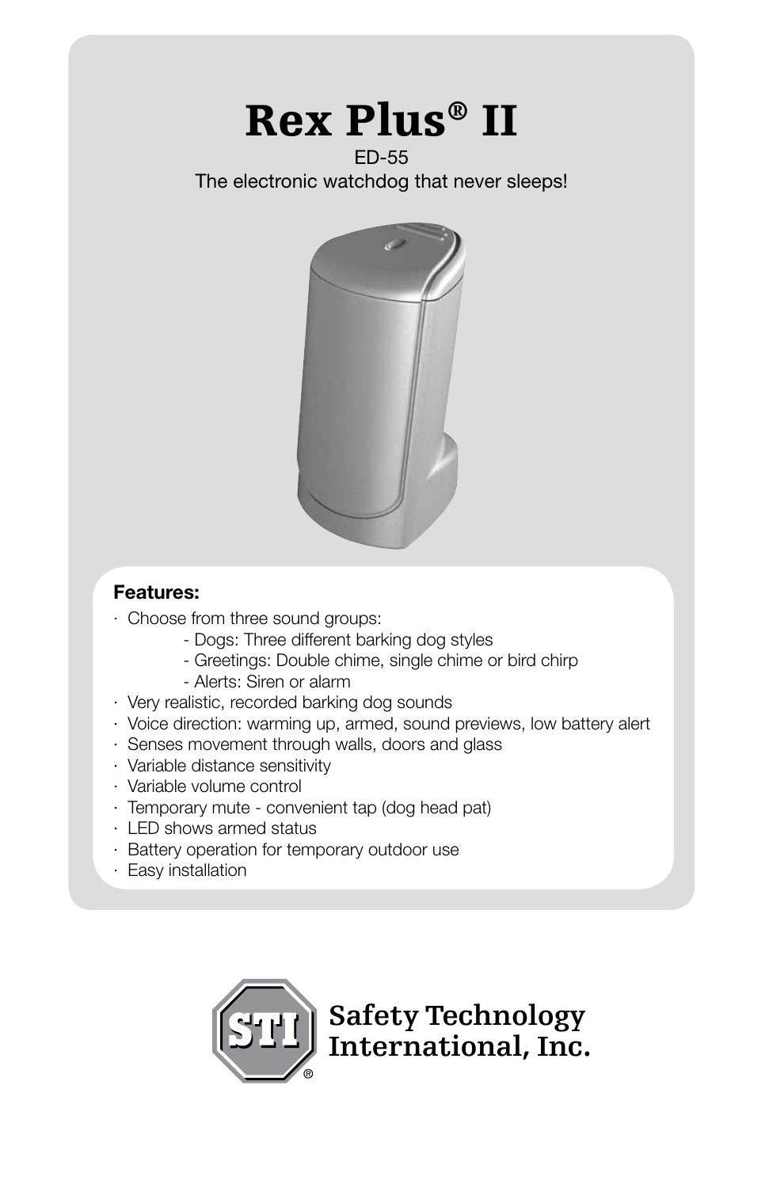# Rex Plus® II

ED-55

The electronic watchdog that never sleeps!

**Features:**

- Choose from three sound groups:
  - Dogs: Three different barking dog styles
  - Greetings: Double chime, single chime or bird chirp
  - Alerts: Siren or alarm
- Very realistic, recorded barking dog sounds
- Voice direction: warming up, armed, sound previews, low battery alert
- Senses movement through walls, doors and glass
- Variable distance sensitivity
- Variable volume control
- Temporary mute - convenient tap (dog head pat)
- LED shows armed status
- Battery operation for temporary outdoor use
- Easy installation

STI®

Safety Technology International, Inc.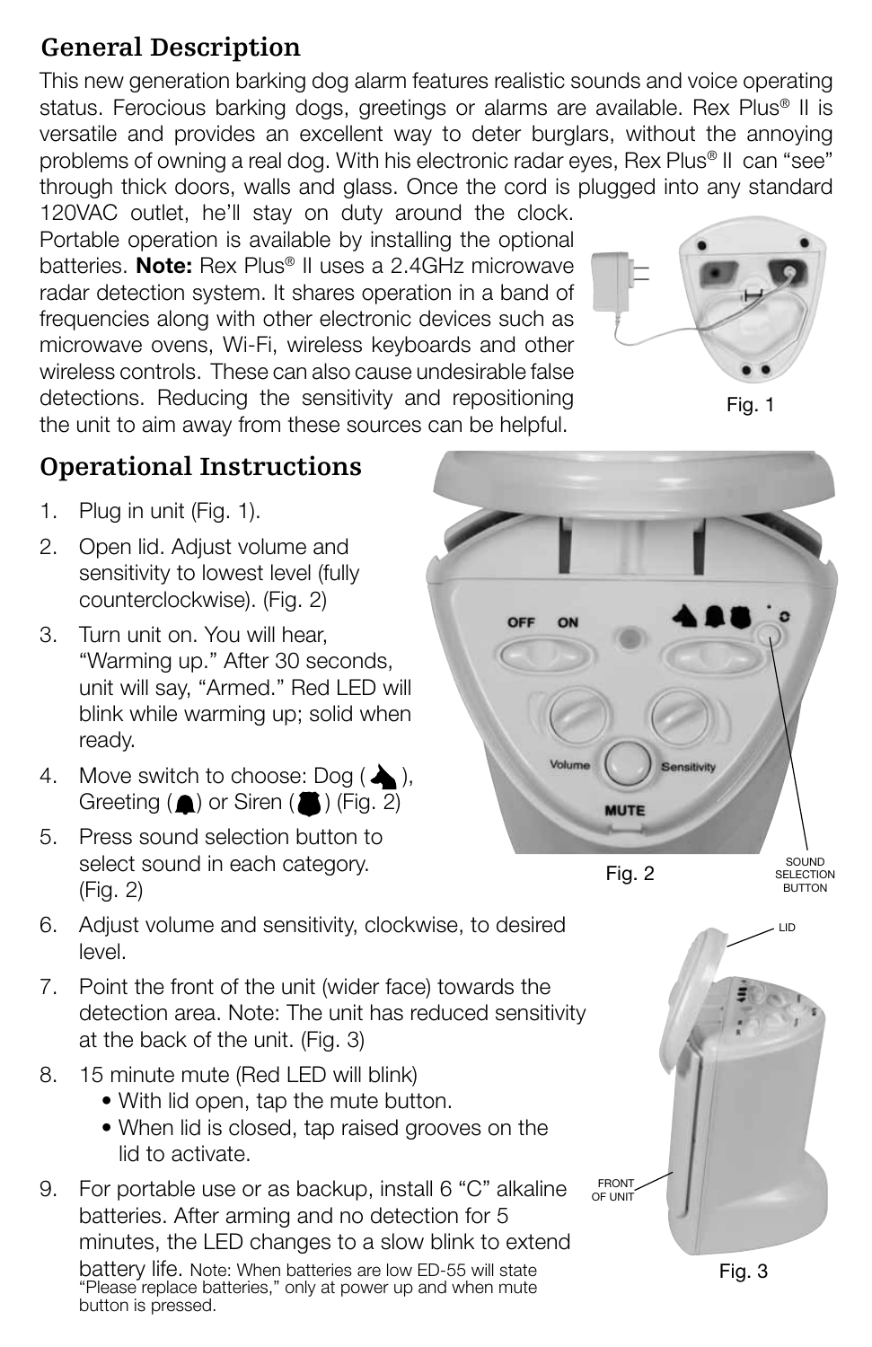## General Description

This new generation barking dog alarm features realistic sounds and voice operating status. Ferocious barking dogs, greetings or alarms are available. Rex Plus® II is versatile and provides an excellent way to deter burglars, without the annoying problems of owning a real dog. With his electronic radar eyes, Rex Plus® II can "see" through thick doors, walls and glass. Once the cord is plugged into any standard 120VAC outlet, he'll stay on duty around the clock. Portable operation is available by installing the optional batteries. **Note:** Rex Plus® II uses a 2.4GHz microwave radar detection system. It shares operation in a band of frequencies along with other electronic devices such as microwave ovens, Wi-Fi, wireless keyboards and other wireless controls. These can also cause undesirable false detections. Reducing the sensitivity and repositioning the unit to aim away from these sources can be helpful.

Fig. 1

## Operational Instructions

1. Plug in unit (Fig. 1).
2. Open lid. Adjust volume and sensitivity to lowest level (fully counterclockwise). (Fig. 2)
3. Turn unit on. You will hear, "Warming up." After 30 seconds, unit will say, "Armed." Red LED will blink while warming up; solid when ready.
4. Move switch to choose: Dog ( ), Greeting ( ) or Siren ( ) (Fig. 2)
5. Press sound selection button to select sound in each category. (Fig. 2)
6. Adjust volume and sensitivity, clockwise, to desired level.
7. Point the front of the unit (wider face) towards the detection area. Note: The unit has reduced sensitivity at the back of the unit. (Fig. 3)
8. 15 minute mute (Red LED will blink)
   - With lid open, tap the mute button.
   - When lid is closed, tap raised grooves on the lid to activate.
9. For portable use or as backup, install 6 "C" alkaline batteries. After arming and no detection for 5 minutes, the LED changes to a slow blink to extend battery life. Note: When batteries are low ED-55 will state "Please replace batteries," only at power up and when mute button is pressed.

OFF ON

Volume Sensitivity

MUTE

SOUND SELECTION BUTTON

Fig. 2

LID

FRONT OF UNIT

Fig. 3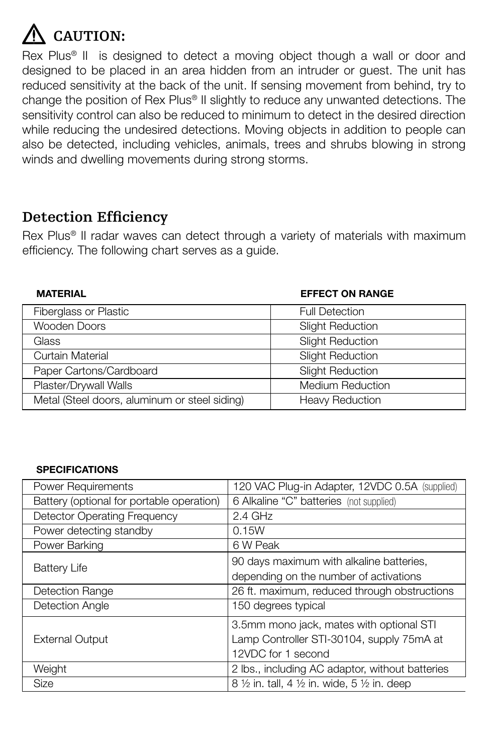## ⚠ CAUTION:

Rex Plus® II  is designed to detect a moving object though a wall or door and designed to be placed in an area hidden from an intruder or guest. The unit has reduced sensitivity at the back of the unit. If sensing movement from behind, try to change the position of Rex Plus® II slightly to reduce any unwanted detections. The sensitivity control can also be reduced to minimum to detect in the desired direction while reducing the undesired detections. Moving objects in addition to people can also be detected, including vehicles, animals, trees and shrubs blowing in strong winds and dwelling movements during strong storms.

## Detection Efficiency

Rex Plus® II radar waves can detect through a variety of materials with maximum efficiency. The following chart serves as a guide.

| MATERIAL | EFFECT ON RANGE |
|---|---|
| Fiberglass or Plastic | Full Detection |
| Wooden Doors | Slight Reduction |
| Glass | Slight Reduction |
| Curtain Material | Slight Reduction |
| Paper Cartons/Cardboard | Slight Reduction |
| Plaster/Drywall Walls | Medium Reduction |
| Metal (Steel doors, aluminum or steel siding) | Heavy Reduction |

**SPECIFICATIONS**

| | |
|---|---|
| Power Requirements | 120 VAC Plug-in Adapter, 12VDC 0.5A (supplied) |
| Battery (optional for portable operation) | 6 Alkaline "C" batteries (not supplied) |
| Detector Operating Frequency | 2.4 GHz |
| Power detecting standby | 0.15W |
| Power Barking | 6 W Peak |
| Battery Life | 90 days maximum with alkaline batteries, depending on the number of activations |
| Detection Range | 26 ft. maximum, reduced through obstructions |
| Detection Angle | 150 degrees typical |
| External Output | 3.5mm mono jack, mates with optional STI Lamp Controller STI-30104, supply 75mA at 12VDC for 1 second |
| Weight | 2 lbs., including AC adaptor, without batteries |
| Size | 8 ½ in. tall, 4 ½ in. wide, 5 ½ in. deep |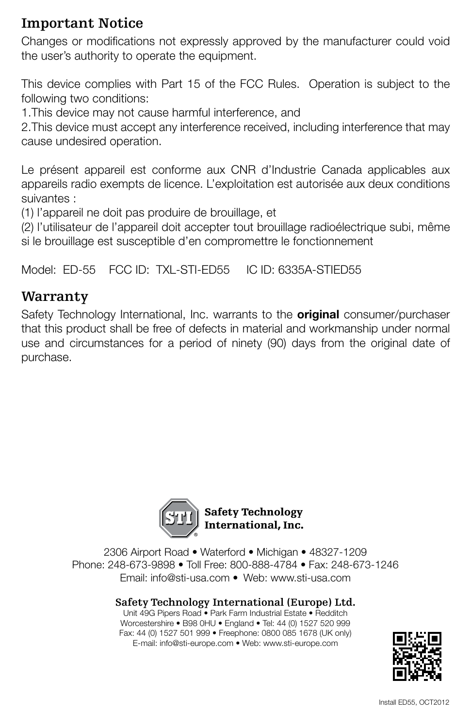## Important Notice

Changes or modifications not expressly approved by the manufacturer could void the user's authority to operate the equipment.

This device complies with Part 15 of the FCC Rules. Operation is subject to the following two conditions:

1. This device may not cause harmful interference, and
2. This device must accept any interference received, including interference that may cause undesired operation.

Le présent appareil est conforme aux CNR d'Industrie Canada applicables aux appareils radio exempts de licence. L'exploitation est autorisée aux deux conditions suivantes :

(1) l'appareil ne doit pas produire de brouillage, et

(2) l'utilisateur de l'appareil doit accepter tout brouillage radioélectrique subi, même si le brouillage est susceptible d'en compromettre le fonctionnement

Model: ED-55 FCC ID: TXL-STI-ED55 IC ID: 6335A-STIED55

## Warranty

Safety Technology International, Inc. warrants to the **original** consumer/purchaser that this product shall be free of defects in material and workmanship under normal use and circumstances for a period of ninety (90) days from the original date of purchase.

**Safety Technology International, Inc.**

2306 Airport Road • Waterford • Michigan • 48327-1209
Phone: 248-673-9898 • Toll Free: 800-888-4784 • Fax: 248-673-1246
Email: info@sti-usa.com • Web: www.sti-usa.com

**Safety Technology International (Europe) Ltd.**

Unit 49G Pipers Road • Park Farm Industrial Estate • Redditch
Worcestershire • B98 0HU • England • Tel: 44 (0) 1527 520 999
Fax: 44 (0) 1527 501 999 • Freephone: 0800 085 1678 (UK only)
E-mail: info@sti-europe.com • Web: www.sti-europe.com

Install ED55, OCT2012